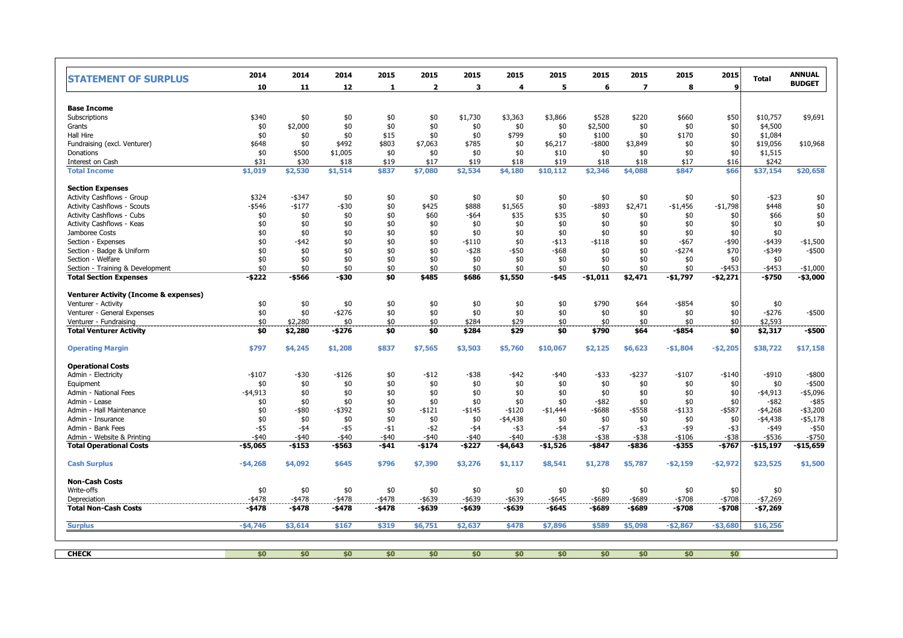| STATEMENT OF SURPLUS | 2014 | 2014 | 2014 | 2015 | 2015 | 2015 | 2015 | 2015 | 2015 | 2015 | 2015 | 2015 | Total | ANNUAL BUDGET |
|---|---|---|---|---|---|---|---|---|---|---|---|---|---|---|
| | 10 | 11 | 12 | 1 | 2 | 3 | 4 | 5 | 6 | 7 | 8 | 9 | | |
| **Base Income** | | | | | | | | | | | | | | |
| Subscriptions | $340 | $0 | $0 | $0 | $0 | $1,730 | $3,363 | $3,866 | $528 | $220 | $660 | $50 | $10,757 | $9,691 |
| Grants | $0 | $2,000 | $0 | $0 | $0 | $0 | $0 | $0 | $2,500 | $0 | $0 | $0 | $4,500 | |
| Hall Hire | $0 | $0 | $0 | $15 | $0 | $0 | $0 | $799 | $100 | $0 | $170 | $0 | $1,084 | |
| Fundraising (excl. Venturer) | $648 | $0 | $492 | $803 | $7,063 | $785 | $0 | $6,217 | -$800 | $3,849 | $0 | $0 | $19,056 | $10,968 |
| Donations | $0 | $500 | $1,005 | $0 | $0 | $0 | $0 | $10 | $0 | $0 | $0 | $0 | $1,515 | |
| Interest on Cash | $31 | $30 | $18 | $19 | $17 | $19 | $18 | $19 | $18 | $18 | $17 | $16 | $242 | |
| **Total Income** | **$1,019** | **$2,530** | **$1,514** | **$837** | **$7,080** | **$2,534** | **$4,180** | **$10,112** | **$2,346** | **$4,088** | **$847** | **$66** | **$37,154** | **$20,658** |
| **Section Expenses** | | | | | | | | | | | | | | |
| Activity Cashflows - Group | $324 | -$347 | $0 | $0 | $0 | $0 | $0 | $0 | $0 | $0 | $0 | $0 | -$23 | $0 |
| Activity Cashflows - Scouts | -$546 | -$177 | -$30 | $0 | $425 | $888 | $1,565 | $0 | -$893 | $2,471 | -$1,456 | -$1,798 | $448 | $0 |
| Activity Cashflows - Cubs | $0 | $0 | $0 | $0 | $60 | -$64 | $35 | $35 | $0 | $0 | $0 | $0 | $66 | $0 |
| Activity Cashflows - Keas | $0 | $0 | $0 | $0 | $0 | $0 | $0 | $0 | $0 | $0 | $0 | $0 | $0 | $0 |
| Jamboree Costs | $0 | $0 | $0 | $0 | $0 | $0 | $0 | $0 | $0 | $0 | $0 | $0 | $0 | |
| Section - Expenses | $0 | -$42 | $0 | $0 | $0 | -$110 | $0 | -$13 | -$118 | $0 | -$67 | -$90 | -$439 | -$1,500 |
| Section - Badge & Uniform | $0 | $0 | $0 | $0 | $0 | -$28 | -$50 | -$68 | $0 | $0 | -$274 | $70 | -$349 | -$500 |
| Section - Welfare | $0 | $0 | $0 | $0 | $0 | $0 | $0 | $0 | $0 | $0 | $0 | $0 | $0 | |
| Section - Training & Development | $0 | $0 | $0 | $0 | $0 | $0 | $0 | $0 | $0 | $0 | $0 | -$453 | -$453 | -$1,000 |
| **Total Section Expenses** | **-$222** | **-$566** | **-$30** | **$0** | **$485** | **$686** | **$1,550** | **-$45** | **-$1,011** | **$2,471** | **-$1,797** | **-$2,271** | **-$750** | **-$3,000** |
| **Venturer Activity (Income & expenses)** | | | | | | | | | | | | | | |
| Venturer - Activity | $0 | $0 | $0 | $0 | $0 | $0 | $0 | $0 | $790 | $64 | -$854 | $0 | $0 | |
| Venturer - General Expenses | $0 | $0 | -$276 | $0 | $0 | $0 | $0 | $0 | $0 | $0 | $0 | $0 | -$276 | -$500 |
| Venturer - Fundraising | $0 | $2,280 | $0 | $0 | $0 | $284 | $29 | $0 | $0 | $0 | $0 | $0 | $2,593 | |
| **Total Venturer Activity** | **$0** | **$2,280** | **-$276** | **$0** | **$0** | **$284** | **$29** | **$0** | **$790** | **$64** | **-$854** | **$0** | **$2,317** | **-$500** |
| **Operating Margin** | **$797** | **$4,245** | **$1,208** | **$837** | **$7,565** | **$3,503** | **$5,760** | **$10,067** | **$2,125** | **$6,623** | **-$1,804** | **-$2,205** | **$38,722** | **$17,158** |
| **Operational Costs** | | | | | | | | | | | | | | |
| Admin - Electricity | -$107 | -$30 | -$126 | $0 | -$12 | -$38 | -$42 | -$40 | -$33 | -$237 | -$107 | -$140 | -$910 | -$800 |
| Equipment | $0 | $0 | $0 | $0 | $0 | $0 | $0 | $0 | $0 | $0 | $0 | $0 | $0 | -$500 |
| Admin - National Fees | -$4,913 | $0 | $0 | $0 | $0 | $0 | $0 | $0 | $0 | $0 | $0 | $0 | -$4,913 | -$5,096 |
| Admin - Lease | $0 | $0 | $0 | $0 | $0 | $0 | $0 | $0 | -$82 | $0 | $0 | $0 | -$82 | -$85 |
| Admin - Hall Maintenance | $0 | -$80 | -$392 | $0 | -$121 | -$145 | -$120 | -$1,444 | -$688 | -$558 | -$133 | -$587 | -$4,268 | -$3,200 |
| Admin - Insurance | $0 | $0 | $0 | $0 | $0 | $0 | -$4,438 | $0 | $0 | $0 | $0 | $0 | -$4,438 | -$5,178 |
| Admin - Bank Fees | -$5 | -$4 | -$5 | -$1 | -$2 | -$4 | -$3 | -$4 | -$7 | -$3 | -$9 | -$3 | -$49 | -$50 |
| Admin - Website & Printing | -$40 | -$40 | -$40 | -$40 | -$40 | -$40 | -$40 | -$38 | -$38 | -$38 | -$106 | -$38 | -$536 | -$750 |
| **Total Operational Costs** | **-$5,065** | **-$153** | **-$563** | **-$41** | **-$174** | **-$227** | **-$4,643** | **-$1,526** | **-$847** | **-$836** | **-$355** | **-$767** | **-$15,197** | **-$15,659** |
| **Cash Surplus** | **-$4,268** | **$4,092** | **$645** | **$796** | **$7,390** | **$3,276** | **$1,117** | **$8,541** | **$1,278** | **$5,787** | **-$2,159** | **-$2,972** | **$23,525** | **$1,500** |
| **Non-Cash Costs** | | | | | | | | | | | | | | |
| Write-offs | $0 | $0 | $0 | $0 | $0 | $0 | $0 | $0 | $0 | $0 | $0 | $0 | $0 | |
| Depreciation | -$478 | -$478 | -$478 | -$478 | -$639 | -$639 | -$639 | -$645 | -$689 | -$689 | -$708 | -$708 | -$7,269 | |
| **Total Non-Cash Costs** | **-$478** | **-$478** | **-$478** | **-$478** | **-$639** | **-$639** | **-$639** | **-$645** | **-$689** | **-$689** | **-$708** | **-$708** | **-$7,269** | |
| **Surplus** | **-$4,746** | **$3,614** | **$167** | **$319** | **$6,751** | **$2,637** | **$478** | **$7,896** | **$589** | **$5,098** | **-$2,867** | **-$3,680** | **$16,256** | |
| **CHECK** | **$0** | **$0** | **$0** | **$0** | **$0** | **$0** | **$0** | **$0** | **$0** | **$0** | **$0** | **$0** | | |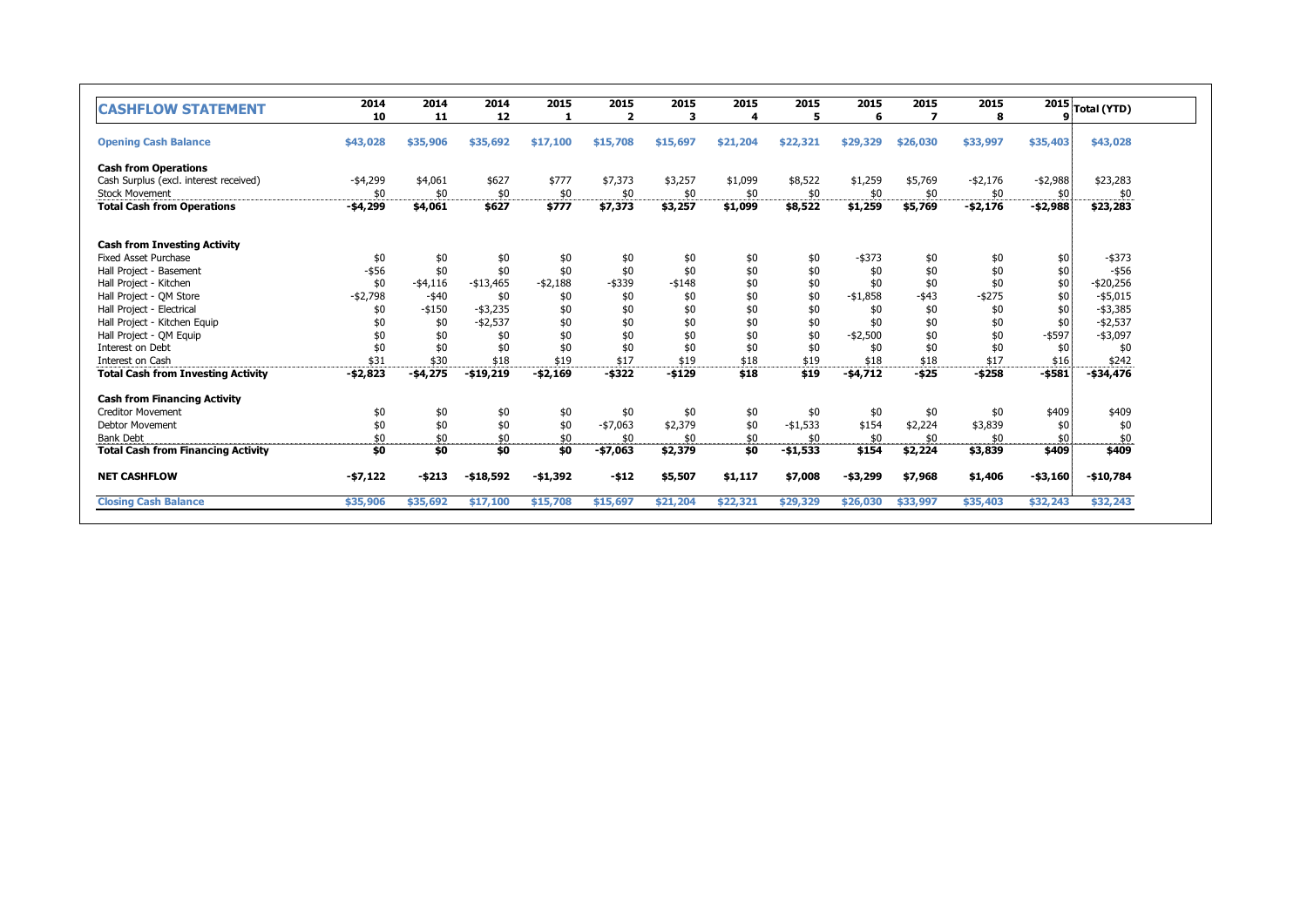| CASHFLOW STATEMENT | 2014 10 | 2014 11 | 2014 12 | 2015 1 | 2015 2 | 2015 3 | 2015 4 | 2015 5 | 2015 6 | 2015 7 | 2015 8 | 2015 9 | Total (YTD) |
|---|---|---|---|---|---|---|---|---|---|---|---|---|---|
| **Opening Cash Balance** | **$43,028** | **$35,906** | **$35,692** | **$17,100** | **$15,708** | **$15,697** | **$21,204** | **$22,321** | **$29,329** | **$26,030** | **$33,997** | **$35,403** | **$43,028** |
| **Cash from Operations** | | | | | | | | | | | | | |
| Cash Surplus (excl. interest received) | -$4,299 | $4,061 | $627 | $777 | $7,373 | $3,257 | $1,099 | $8,522 | $1,259 | $5,769 | -$2,176 | -$2,988 | $23,283 |
| Stock Movement | $0 | $0 | $0 | $0 | $0 | $0 | $0 | $0 | $0 | $0 | $0 | $0 | $0 |
| **Total Cash from Operations** | **-$4,299** | **$4,061** | **$627** | **$777** | **$7,373** | **$3,257** | **$1,099** | **$8,522** | **$1,259** | **$5,769** | **-$2,176** | **-$2,988** | **$23,283** |
| **Cash from Investing Activity** | | | | | | | | | | | | | |
| Fixed Asset Purchase | $0 | $0 | $0 | $0 | $0 | $0 | $0 | $0 | -$373 | $0 | $0 | $0 | -$373 |
| Hall Project - Basement | -$56 | $0 | $0 | $0 | $0 | $0 | $0 | $0 | $0 | $0 | $0 | $0 | -$56 |
| Hall Project - Kitchen | $0 | -$4,116 | -$13,465 | -$2,188 | -$339 | -$148 | $0 | $0 | $0 | $0 | $0 | $0 | -$20,256 |
| Hall Project - QM Store | -$2,798 | -$40 | $0 | $0 | $0 | $0 | $0 | $0 | -$1,858 | -$43 | -$275 | $0 | -$5,015 |
| Hall Project - Electrical | $0 | -$150 | -$3,235 | $0 | $0 | $0 | $0 | $0 | $0 | $0 | $0 | $0 | -$3,385 |
| Hall Project - Kitchen Equip | $0 | $0 | -$2,537 | $0 | $0 | $0 | $0 | $0 | $0 | $0 | $0 | $0 | -$2,537 |
| Hall Project - QM Equip | $0 | $0 | $0 | $0 | $0 | $0 | $0 | $0 | -$2,500 | $0 | $0 | -$597 | -$3,097 |
| Interest on Debt | $0 | $0 | $0 | $0 | $0 | $0 | $0 | $0 | $0 | $0 | $0 | $0 | $0 |
| Interest on Cash | $31 | $30 | $18 | $19 | $17 | $19 | $18 | $19 | $18 | $18 | $17 | $16 | $242 |
| **Total Cash from Investing Activity** | **-$2,823** | **-$4,275** | **-$19,219** | **-$2,169** | **-$322** | **-$129** | **$18** | **$19** | **-$4,712** | **-$25** | **-$258** | **-$581** | **-$34,476** |
| **Cash from Financing Activity** | | | | | | | | | | | | | |
| Creditor Movement | $0 | $0 | $0 | $0 | $0 | $0 | $0 | $0 | $0 | $0 | $0 | $409 | $409 |
| Debtor Movement | $0 | $0 | $0 | $0 | -$7,063 | $2,379 | $0 | -$1,533 | $154 | $2,224 | $3,839 | $0 | $0 |
| Bank Debt | $0 | $0 | $0 | $0 | $0 | $0 | $0 | $0 | $0 | $0 | $0 | $0 | $0 |
| **Total Cash from Financing Activity** | **$0** | **$0** | **$0** | **$0** | **-$7,063** | **$2,379** | **$0** | **-$1,533** | **$154** | **$2,224** | **$3,839** | **$409** | **$409** |
| **NET CASHFLOW** | **-$7,122** | **-$213** | **-$18,592** | **-$1,392** | **-$12** | **$5,507** | **$1,117** | **$7,008** | **-$3,299** | **$7,968** | **$1,406** | **-$3,160** | **-$10,784** |
| **Closing Cash Balance** | **$35,906** | **$35,692** | **$17,100** | **$15,708** | **$15,697** | **$21,204** | **$22,321** | **$29,329** | **$26,030** | **$33,997** | **$35,403** | **$32,243** | **$32,243** |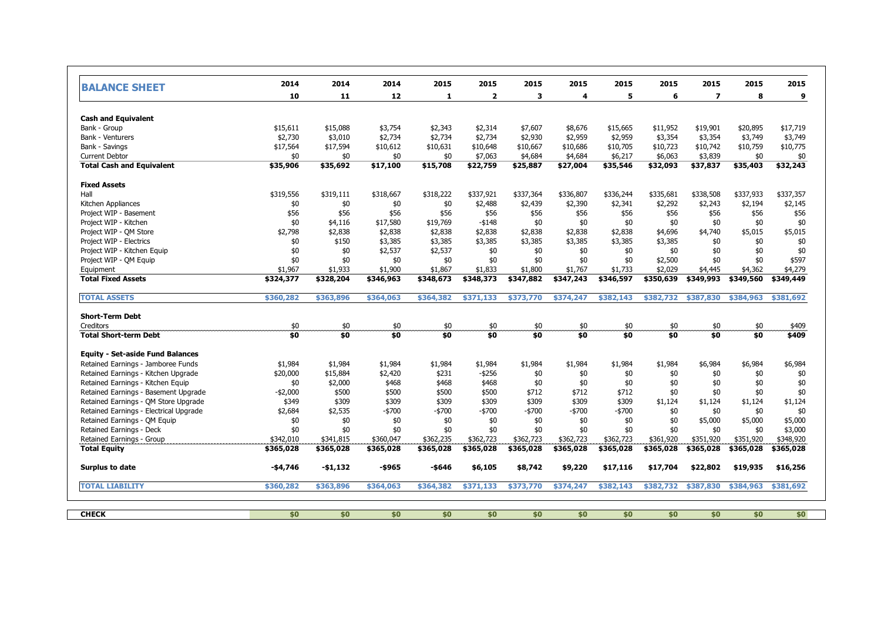## BALANCE SHEET

| BALANCE SHEET | 2014 10 | 2014 11 | 2014 12 | 2015 1 | 2015 2 | 2015 3 | 2015 4 | 2015 5 | 2015 6 | 2015 7 | 2015 8 | 2015 9 |
|---|---|---|---|---|---|---|---|---|---|---|---|---|
| **Cash and Equivalent** | | | | | | | | | | | | |
| Bank - Group | $15,611 | $15,088 | $3,754 | $2,343 | $2,314 | $7,607 | $8,676 | $15,665 | $11,952 | $19,901 | $20,895 | $17,719 |
| Bank - Venturers | $2,730 | $3,010 | $2,734 | $2,734 | $2,734 | $2,930 | $2,959 | $2,959 | $3,354 | $3,354 | $3,749 | $3,749 |
| Bank - Savings | $17,564 | $17,594 | $10,612 | $10,631 | $10,648 | $10,667 | $10,686 | $10,705 | $10,723 | $10,742 | $10,759 | $10,775 |
| Current Debtor | $0 | $0 | $0 | $0 | $7,063 | $4,684 | $4,684 | $6,217 | $6,063 | $3,839 | $0 | $0 |
| **Total Cash and Equivalent** | **$35,906** | **$35,692** | **$17,100** | **$15,708** | **$22,759** | **$25,887** | **$27,004** | **$35,546** | **$32,093** | **$37,837** | **$35,403** | **$32,243** |
| **Fixed Assets** | | | | | | | | | | | | |
| Hall | $319,556 | $319,111 | $318,667 | $318,222 | $337,921 | $337,364 | $336,807 | $336,244 | $335,681 | $338,508 | $337,933 | $337,357 |
| Kitchen Appliances | $0 | $0 | $0 | $0 | $2,488 | $2,439 | $2,390 | $2,341 | $2,292 | $2,243 | $2,194 | $2,145 |
| Project WIP - Basement | $56 | $56 | $56 | $56 | $56 | $56 | $56 | $56 | $56 | $56 | $56 | $56 |
| Project WIP - Kitchen | $0 | $4,116 | $17,580 | $19,769 | -$148 | $0 | $0 | $0 | $0 | $0 | $0 | $0 |
| Project WIP - QM Store | $2,798 | $2,838 | $2,838 | $2,838 | $2,838 | $2,838 | $2,838 | $2,838 | $4,696 | $4,740 | $5,015 | $5,015 |
| Project WIP - Electrics | $0 | $150 | $3,385 | $3,385 | $3,385 | $3,385 | $3,385 | $3,385 | $3,385 | $0 | $0 | $0 |
| Project WIP - Kitchen Equip | $0 | $0 | $2,537 | $2,537 | $0 | $0 | $0 | $0 | $0 | $0 | $0 | $0 |
| Project WIP - QM Equip | $0 | $0 | $0 | $0 | $0 | $0 | $0 | $0 | $2,500 | $0 | $0 | $597 |
| Equipment | $1,967 | $1,933 | $1,900 | $1,867 | $1,833 | $1,800 | $1,767 | $1,733 | $2,029 | $4,445 | $4,362 | $4,279 |
| **Total Fixed Assets** | **$324,377** | **$328,204** | **$346,963** | **$348,673** | **$348,373** | **$347,882** | **$347,243** | **$346,597** | **$350,639** | **$349,993** | **$349,560** | **$349,449** |
| **TOTAL ASSETS** | **$360,282** | **$363,896** | **$364,063** | **$364,382** | **$371,133** | **$373,770** | **$374,247** | **$382,143** | **$382,732** | **$387,830** | **$384,963** | **$381,692** |
| **Short-Term Debt** | | | | | | | | | | | | |
| Creditors | $0 | $0 | $0 | $0 | $0 | $0 | $0 | $0 | $0 | $0 | $0 | $409 |
| **Total Short-term Debt** | **$0** | **$0** | **$0** | **$0** | **$0** | **$0** | **$0** | **$0** | **$0** | **$0** | **$0** | **$409** |
| **Equity - Set-aside Fund Balances** | | | | | | | | | | | | |
| Retained Earnings - Jamboree Funds | $1,984 | $1,984 | $1,984 | $1,984 | $1,984 | $1,984 | $1,984 | $1,984 | $1,984 | $6,984 | $6,984 | $6,984 |
| Retained Earnings - Kitchen Upgrade | $20,000 | $15,884 | $2,420 | $231 | -$256 | $0 | $0 | $0 | $0 | $0 | $0 | $0 |
| Retained Earnings - Kitchen Equip | $0 | $2,000 | $468 | $468 | $468 | $0 | $0 | $0 | $0 | $0 | $0 | $0 |
| Retained Earnings - Basement Upgrade | -$2,000 | $500 | $500 | $500 | $500 | $712 | $712 | $712 | $0 | $0 | $0 | $0 |
| Retained Earnings - QM Store Upgrade | $349 | $309 | $309 | $309 | $309 | $309 | $309 | $309 | $1,124 | $1,124 | $1,124 | $1,124 |
| Retained Earnings - Electrical Upgrade | $2,684 | $2,535 | -$700 | -$700 | -$700 | -$700 | -$700 | -$700 | $0 | $0 | $0 | $0 |
| Retained Earnings - QM Equip | $0 | $0 | $0 | $0 | $0 | $0 | $0 | $0 | $0 | $5,000 | $5,000 | $5,000 |
| Retained Earnings - Deck | $0 | $0 | $0 | $0 | $0 | $0 | $0 | $0 | $0 | $0 | $0 | $3,000 |
| Retained Earnings - Group | $342,010 | $341,815 | $360,047 | $362,235 | $362,723 | $362,723 | $362,723 | $362,723 | $361,920 | $351,920 | $351,920 | $348,920 |
| **Total Equity** | **$365,028** | **$365,028** | **$365,028** | **$365,028** | **$365,028** | **$365,028** | **$365,028** | **$365,028** | **$365,028** | **$365,028** | **$365,028** | **$365,028** |
| **Surplus to date** | **-$4,746** | **-$1,132** | **-$965** | **-$646** | **$6,105** | **$8,742** | **$9,220** | **$17,116** | **$17,704** | **$22,802** | **$19,935** | **$16,256** |
| **TOTAL LIABILITY** | **$360,282** | **$363,896** | **$364,063** | **$364,382** | **$371,133** | **$373,770** | **$374,247** | **$382,143** | **$382,732** | **$387,830** | **$384,963** | **$381,692** |

| CHECK | $0 | $0 | $0 | $0 | $0 | $0 | $0 | $0 | $0 | $0 | $0 | $0 |
|---|---|---|---|---|---|---|---|---|---|---|---|---|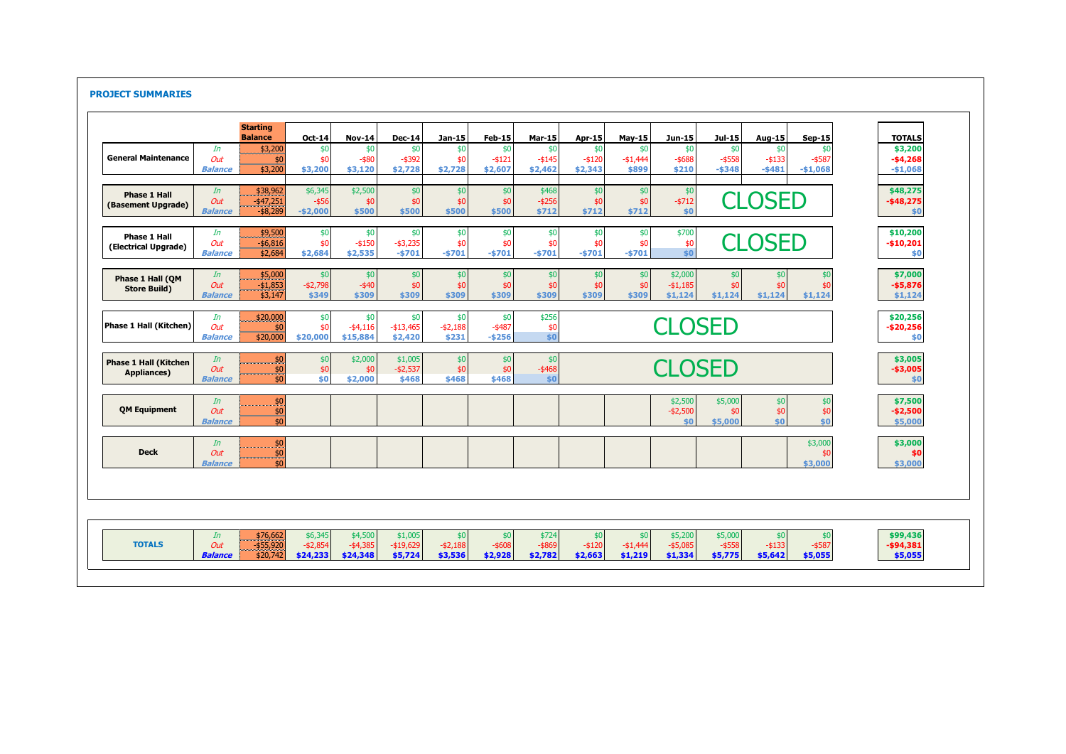## PROJECT SUMMARIES

| | | Starting Balance | Oct-14 | Nov-14 | Dec-14 | Jan-15 | Feb-15 | Mar-15 | Apr-15 | May-15 | Jun-15 | Jul-15 | Aug-15 | Sep-15 | TOTALS |
|---|---|---|---|---|---|---|---|---|---|---|---|---|---|---|---|
| **General Maintenance** | *In* | $3,200 | $0 | $0 | $0 | $0 | $0 | $0 | $0 | $0 | $0 | $0 | $0 | $0 | **$3,200** |
| | *Out* | $0 | $0 | -$80 | -$392 | $0 | -$121 | -$145 | -$120 | -$1,444 | -$688 | -$558 | -$133 | -$587 | **-$4,268** |
| | *Balance* | $3,200 | **$3,200** | **$3,120** | **$2,728** | **$2,728** | **$2,607** | **$2,462** | **$2,343** | **$899** | **$210** | **-$348** | **-$481** | **-$1,068** | **-$1,068** |
| **Phase 1 Hall (Basement Upgrade)** | *In* | $38,962 | $6,345 | $2,500 | $0 | $0 | $0 | $468 | $0 | $0 | $0 | CLOSED | | | **$48,275** |
| | *Out* | -$47,251 | -$56 | $0 | $0 | $0 | $0 | -$256 | $0 | $0 | -$712 | | | | **-$48,275** |
| | *Balance* | -$8,289 | **-$2,000** | **$500** | **$500** | **$500** | **$500** | **$712** | **$712** | **$712** | **$0** | | | | **$0** |
| **Phase 1 Hall (Electrical Upgrade)** | *In* | $9,500 | $0 | $0 | $0 | $0 | $0 | $0 | $0 | $0 | $700 | CLOSED | | | **$10,200** |
| | *Out* | -$6,816 | $0 | -$150 | -$3,235 | $0 | $0 | $0 | $0 | $0 | $0 | | | | **-$10,201** |
| | *Balance* | $2,684 | **$2,684** | **$2,535** | **-$701** | **-$701** | **-$701** | **-$701** | **-$701** | **-$701** | **$0** | | | | **$0** |
| **Phase 1 Hall (QM Store Build)** | *In* | $5,000 | $0 | $0 | $0 | $0 | $0 | $0 | $0 | $0 | $2,000 | $0 | $0 | $0 | **$7,000** |
| | *Out* | -$1,853 | -$2,798 | -$40 | $0 | $0 | $0 | $0 | $0 | $0 | -$1,185 | $0 | $0 | $0 | **-$5,876** |
| | *Balance* | $3,147 | **$349** | **$309** | **$309** | **$309** | **$309** | **$309** | **$309** | **$309** | **$1,124** | **$1,124** | **$1,124** | **$1,124** | **$1,124** |
| **Phase 1 Hall (Kitchen)** | *In* | $20,000 | $0 | $0 | $0 | $0 | $0 | $256 | CLOSED | | | | | | **$20,256** |
| | *Out* | $0 | $0 | -$4,116 | -$13,465 | -$2,188 | -$487 | $0 | | | | | | | **-$20,256** |
| | *Balance* | $20,000 | **$20,000** | **$15,884** | **$2,420** | **$231** | **-$256** | **$0** | | | | | | | **$0** |
| **Phase 1 Hall (Kitchen Appliances)** | *In* | $0 | $0 | $2,000 | $1,005 | $0 | $0 | $0 | CLOSED | | | | | | **$3,005** |
| | *Out* | $0 | $0 | $0 | -$2,537 | $0 | $0 | -$468 | | | | | | | **-$3,005** |
| | *Balance* | $0 | **$0** | **$2,000** | **$468** | **$468** | **$468** | **$0** | | | | | | | **$0** |
| **QM Equipment** | *In* | $0 | | | | | | | | | $2,500 | $5,000 | $0 | $0 | **$7,500** |
| | *Out* | $0 | | | | | | | | | -$2,500 | $0 | $0 | $0 | **-$2,500** |
| | *Balance* | $0 | | | | | | | | | **$0** | **$5,000** | **$0** | **$0** | **$5,000** |
| **Deck** | *In* | $0 | | | | | | | | | | | | $3,000 | **$3,000** |
| | *Out* | $0 | | | | | | | | | | | | $0 | **$0** |
| | *Balance* | $0 | | | | | | | | | | | | **$3,000** | **$3,000** |
| **TOTALS** | *In* | $76,662 | $6,345 | $4,500 | $1,005 | $0 | $0 | $724 | $0 | $0 | $5,200 | $5,000 | $0 | $0 | **$99,436** |
| | *Out* | -$55,920 | -$2,854 | -$4,385 | -$19,629 | -$2,188 | -$608 | -$869 | -$120 | -$1,444 | -$5,085 | -$558 | -$133 | -$587 | **-$94,381** |
| | ***Balance*** | $20,742 | **$24,233** | **$24,348** | **$5,724** | **$3,536** | **$2,928** | **$2,782** | **$2,663** | **$1,219** | **$1,334** | **$5,775** | **$5,642** | **$5,055** | **$5,055** |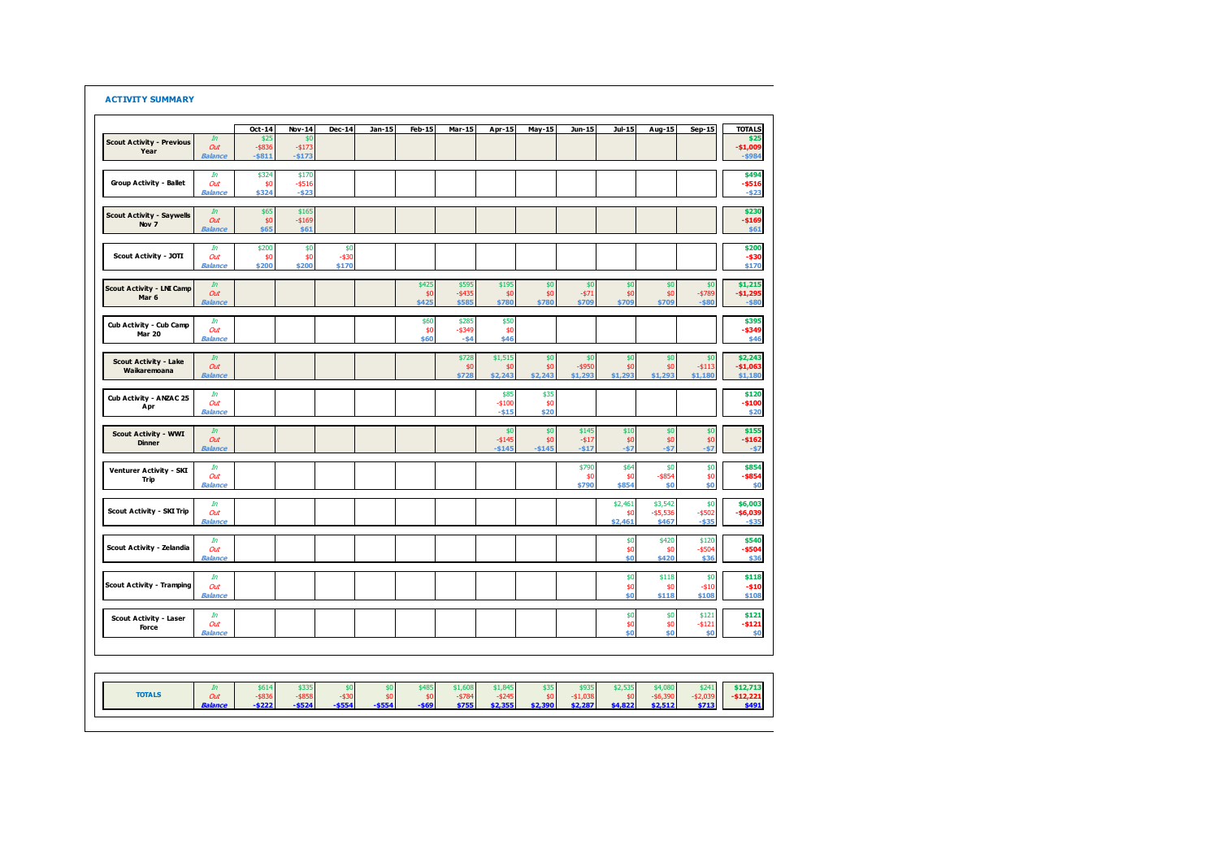### ACTIVITY SUMMARY

| | | Oct-14 | Nov-14 | Dec-14 | Jan-15 | Feb-15 | Mar-15 | Apr-15 | May-15 | Jun-15 | Jul-15 | Aug-15 | Sep-15 | TOTALS |
|---|---|---|---|---|---|---|---|---|---|---|---|---|---|---|
| Scout Activity - Previous Year | *In* | $25 | $0 | | | | | | | | | | | $25 |
| | *Out* | -$836 | -$173 | | | | | | | | | | | -$1,009 |
| | *Balance* | -$811 | -$173 | | | | | | | | | | | -$984 |
| Group Activity - Ballet | *In* | $324 | $170 | | | | | | | | | | | $494 |
| | *Out* | $0 | -$516 | | | | | | | | | | | -$516 |
| | *Balance* | $324 | -$23 | | | | | | | | | | | -$23 |
| Scout Activity - Saywells Nov 7 | *In* | $65 | $165 | | | | | | | | | | | $230 |
| | *Out* | $0 | -$169 | | | | | | | | | | | -$169 |
| | *Balance* | $65 | $61 | | | | | | | | | | | $61 |
| Scout Activity - JOTI | *In* | $200 | $0 | $0 | | | | | | | | | | $200 |
| | *Out* | $0 | $0 | -$30 | | | | | | | | | | -$30 |
| | *Balance* | $200 | $200 | $170 | | | | | | | | | | $170 |
| Scout Activity - LNI Camp Mar 6 | *In* | | | | | $425 | $595 | $195 | $0 | $0 | $0 | $0 | $0 | $1,215 |
| | *Out* | | | | | $0 | -$435 | $0 | $0 | -$71 | $0 | $0 | -$789 | -$1,295 |
| | *Balance* | | | | | $425 | $585 | $780 | $780 | $709 | $709 | $709 | -$80 | -$80 |
| Cub Activity - Cub Camp Mar 20 | *In* | | | | | $60 | $285 | $50 | | | | | | $395 |
| | *Out* | | | | | $0 | -$349 | $0 | | | | | | -$349 |
| | *Balance* | | | | | $60 | -$4 | $46 | | | | | | $46 |
| Scout Activity - Lake Waikaremoana | *In* | | | | | | $728 | $1,515 | $0 | $0 | $0 | $0 | $0 | $2,243 |
| | *Out* | | | | | | $0 | $0 | $0 | -$950 | $0 | $0 | -$113 | -$1,063 |
| | *Balance* | | | | | | $728 | $2,243 | $2,243 | $1,293 | $1,293 | $1,293 | $1,180 | $1,180 |
| Cub Activity - ANZAC 25 Apr | *In* | | | | | | | $85 | $35 | | | | | $120 |
| | *Out* | | | | | | | -$100 | $0 | | | | | -$100 |
| | *Balance* | | | | | | | -$15 | $20 | | | | | $20 |
| Scout Activity - WWI Dinner | *In* | | | | | | | $0 | $0 | $145 | $10 | $0 | $0 | $155 |
| | *Out* | | | | | | | -$145 | $0 | -$17 | $0 | $0 | $0 | -$162 |
| | *Balance* | | | | | | | -$145 | -$145 | -$17 | -$7 | -$7 | -$7 | -$7 |
| Venturer Activity - SKI Trip | *In* | | | | | | | | | $790 | $64 | $0 | $0 | $854 |
| | *Out* | | | | | | | | | $0 | $0 | -$854 | $0 | -$854 |
| | *Balance* | | | | | | | | | $790 | $854 | $0 | $0 | $0 |
| Scout Activity - SKI Trip | *In* | | | | | | | | | | $2,461 | $3,542 | $0 | $6,003 |
| | *Out* | | | | | | | | | | $0 | -$5,536 | -$502 | -$6,039 |
| | *Balance* | | | | | | | | | | $2,461 | $467 | -$35 | -$35 |
| Scout Activity - Zelandia | *In* | | | | | | | | | | $0 | $420 | $120 | $540 |
| | *Out* | | | | | | | | | | $0 | $0 | -$504 | -$504 |
| | *Balance* | | | | | | | | | | $0 | $420 | $36 | $36 |
| Scout Activity - Tramping | *In* | | | | | | | | | | $0 | $118 | $0 | $118 |
| | *Out* | | | | | | | | | | $0 | $0 | -$10 | -$10 |
| | *Balance* | | | | | | | | | | $0 | $118 | $108 | $108 |
| Scout Activity - Laser Force | *In* | | | | | | | | | | $0 | $0 | $121 | $121 |
| | *Out* | | | | | | | | | | $0 | $0 | -$121 | -$121 |
| | *Balance* | | | | | | | | | | $0 | $0 | $0 | $0 |

| | | | | | | | | | | | | | | |
|---|---|---|---|---|---|---|---|---|---|---|---|---|---|---|
| TOTALS | *In* | $614 | $335 | $0 | $0 | $485 | $1,608 | $1,845 | $35 | $935 | $2,535 | $4,080 | $241 | $12,713 |
| | *Out* | -$836 | -$858 | -$30 | $0 | $0 | -$784 | -$245 | $0 | -$1,038 | $0 | -$6,390 | -$2,039 | -$12,221 |
| | *Balance* | -$222 | -$524 | -$554 | -$554 | -$69 | $755 | $2,355 | $2,390 | $2,287 | $4,822 | $2,512 | $713 | $491 |